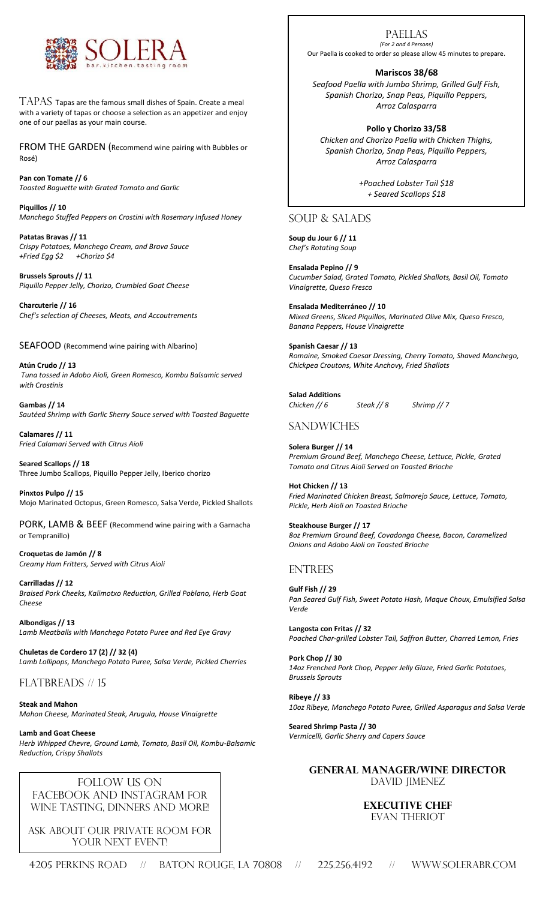# SOLERA

bar.kitchen.tasting room

## TAPAS

Tapas are the famous small dishes of Spain. Create a meal with a variety of tapas or choose a selection as an appetizer and enjoy one of our paellas as your main course.

### FROM THE GARDEN (Recommend wine pairing with Bubbles or Rosé)

**Pan con Tomate // 6**
*Toasted Baguette with Grated Tomato and Garlic*

**Piquillos // 10**
*Manchego Stuffed Peppers on Crostini with Rosemary Infused Honey*

**Patatas Bravas // 11**
*Crispy Potatoes, Manchego Cream, and Brava Sauce*
*+Fried Egg $2 +Chorizo $4*

**Brussels Sprouts // 11**
*Piquillo Pepper Jelly, Chorizo, Crumbled Goat Cheese*

**Charcuterie // 16**
*Chef's selection of Cheeses, Meats, and Accoutrements*

### SEAFOOD (Recommend wine pairing with Albarino)

**Atún Crudo // 13**
*Tuna tossed in Adobo Aioli, Green Romesco, Kombu Balsamic served with Crostinis*

**Gambas // 14**
*Sautéed Shrimp with Garlic Sherry Sauce served with Toasted Baguette*

**Calamares // 11**
*Fried Calamari Served with Citrus Aioli*

**Seared Scallops // 18**
Three Jumbo Scallops, Piquillo Pepper Jelly, Iberico chorizo

**Pinxtos Pulpo // 15**
Mojo Marinated Octopus, Green Romesco, Salsa Verde, Pickled Shallots

### PORK, LAMB & BEEF (Recommend wine pairing with a Garnacha or Tempranillo)

**Croquetas de Jamón // 8**
*Creamy Ham Fritters, Served with Citrus Aioli*

**Carrilladas // 12**
*Braised Pork Cheeks, Kalimotxo Reduction, Grilled Poblano, Herb Goat Cheese*

**Albondigas // 13**
*Lamb Meatballs with Manchego Potato Puree and Red Eye Gravy*

**Chuletas de Cordero 17 (2) // 32 (4)**
*Lamb Lollipops, Manchego Potato Puree, Salsa Verde, Pickled Cherries*

## FLATBREADS // 15

**Steak and Mahon**
*Mahon Cheese, Marinated Steak, Arugula, House Vinaigrette*

**Lamb and Goat Cheese**
*Herb Whipped Chevre, Ground Lamb, Tomato, Basil Oil, Kombu-Balsamic Reduction, Crispy Shallots*

FOLLOW US ON FACEBOOK AND INSTAGRAM FOR WINE TASTING, DINNERS AND MORE!

ASK ABOUT OUR PRIVATE ROOM FOR YOUR NEXT EVENT!

## PAELLAS

*(For 2 and 4 Persons)*
Our Paella is cooked to order so please allow 45 minutes to prepare.

**Mariscos 38/68**
*Seafood Paella with Jumbo Shrimp, Grilled Gulf Fish, Spanish Chorizo, Snap Peas, Piquillo Peppers, Arroz Calasparra*

**Pollo y Chorizo 33/58**
*Chicken and Chorizo Paella with Chicken Thighs, Spanish Chorizo, Snap Peas, Piquillo Peppers, Arroz Calasparra*

*+Poached Lobster Tail $18*
*+ Seared Scallops $18*

## SOUP & SALADS

**Soup du Jour 6 // 11**
*Chef's Rotating Soup*

**Ensalada Pepino // 9**
*Cucumber Salad, Grated Tomato, Pickled Shallots, Basil Oil, Tomato Vinaigrette, Queso Fresco*

**Ensalada Mediterráneo // 10**
*Mixed Greens, Sliced Piquillos, Marinated Olive Mix, Queso Fresco, Banana Peppers, House Vinaigrette*

**Spanish Caesar // 13**
*Romaine, Smoked Caesar Dressing, Cherry Tomato, Shaved Manchego, Chickpea Croutons, White Anchovy, Fried Shallots*

**Salad Additions**
*Chicken // 6 Steak // 8 Shrimp // 7*

## SANDWICHES

**Solera Burger // 14**
*Premium Ground Beef, Manchego Cheese, Lettuce, Pickle, Grated Tomato and Citrus Aioli Served on Toasted Brioche*

**Hot Chicken // 13**
*Fried Marinated Chicken Breast, Salmorejo Sauce, Lettuce, Tomato, Pickle, Herb Aioli on Toasted Brioche*

**Steakhouse Burger // 17**
*8oz Premium Ground Beef, Covadonga Cheese, Bacon, Caramelized Onions and Adobo Aioli on Toasted Brioche*

## ENTREES

**Gulf Fish // 29**
*Pan Seared Gulf Fish, Sweet Potato Hash, Maque Choux, Emulsified Salsa Verde*

**Langosta con Fritas // 32**
*Poached Char-grilled Lobster Tail, Saffron Butter, Charred Lemon, Fries*

**Pork Chop // 30**
*14oz Frenched Pork Chop, Pepper Jelly Glaze, Fried Garlic Potatoes, Brussels Sprouts*

**Ribeye // 33**
*10oz Ribeye, Manchego Potato Puree, Grilled Asparagus and Salsa Verde*

**Seared Shrimp Pasta // 30**
*Vermicelli, Garlic Sherry and Capers Sauce*

**GENERAL MANAGER/WINE DIRECTOR**
DAVID JIMENEZ

**EXECUTIVE CHEF**
EVAN THERIOT

4205 PERKINS ROAD // BATON ROUGE, LA 70808 // 225.256.4192 // WWW.SOLERABR.COM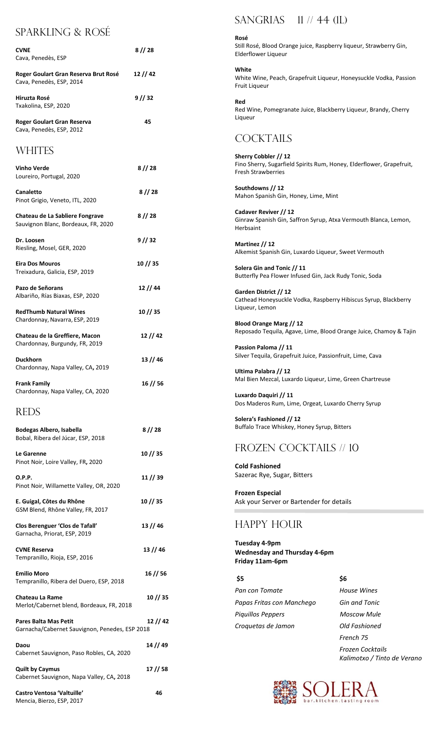## SPARKLING & ROSÉ

| | |
|---|---|
| **CVNE**<br>Cava, Penedès, ESP | 8 // 28 |
| **Roger Goulart Gran Reserva Brut Rosé**<br>Cava, Penedès, ESP, 2014 | 12 // 42 |
| **Hiruzta Rosé**<br>Txakolina, ESP, 2020 | 9 // 32 |
| **Roger Goulart Gran Reserva**<br>Cava, Penedès, ESP, 2012 | 45 |

## WHITES

| | |
|---|---|
| **Vinho Verde**<br>Loureiro, Portugal, 2020 | 8 // 28 |
| **Canaletto**<br>Pinot Grigio, Veneto, ITL, 2020 | 8 // 28 |
| **Chateau de La Sabliere Fongrave**<br>Sauvignon Blanc, Bordeaux, FR, 2020 | 8 // 28 |
| **Dr. Loosen**<br>Riesling, Mosel, GER, 2020 | 9 // 32 |
| **Eira Dos Mouros**<br>Treixadura, Galicia, ESP, 2019 | 10 // 35 |
| **Pazo de Señorans**<br>Albariño, Rías Biaxas, ESP, 2020 | 12 // 44 |
| **RedThumb Natural Wines**<br>Chardonnay, Navarra, ESP, 2019 | 10 // 35 |
| **Chateau de la Greffiere, Macon**<br>Chardonnay, Burgundy, FR, 2019 | 12 // 42 |
| **Duckhorn**<br>Chardonnay, Napa Valley, CA, 2019 | 13 // 46 |
| **Frank Family**<br>Chardonnay, Napa Valley, CA, 2020 | 16 // 56 |

## REDS

| | |
|---|---|
| **Bodegas Albero, Isabella**<br>Bobal, Ribera del Júcar, ESP, 2018 | 8 // 28 |
| **Le Garenne**<br>Pinot Noir, Loire Valley, FR, 2020 | 10 // 35 |
| **O.P.P.**<br>Pinot Noir, Willamette Valley, OR, 2020 | 11 // 39 |
| **E. Guigal, Côtes du Rhône**<br>GSM Blend, Rhône Valley, FR, 2017 | 10 // 35 |
| **Clos Berenguer 'Clos de Tafall'**<br>Garnacha, Priorat, ESP, 2019 | 13 // 46 |
| **CVNE Reserva**<br>Tempranillo, Rioja, ESP, 2016 | 13 // 46 |
| **Emilio Moro**<br>Tempranillo, Ribera del Duero, ESP, 2018 | 16 // 56 |
| **Chateau La Rame**<br>Merlot/Cabernet blend, Bordeaux, FR, 2018 | 10 // 35 |
| **Pares Balta Mas Petit**<br>Garnacha/Cabernet Sauvignon, Penedes, ESP 2018 | 12 // 42 |
| **Daou**<br>Cabernet Sauvignon, Paso Robles, CA, 2020 | 14 // 49 |
| **Quilt by Caymus**<br>Cabernet Sauvignon, Napa Valley, CA, 2018 | 17 // 58 |
| **Castro Ventosa 'Valtuille'**<br>Mencia, Bierzo, ESP, 2017 | 46 |

## SANGRIAS 11 // 44 (1L)

**Rosé**
Still Rosé, Blood Orange juice, Raspberry liqueur, Strawberry Gin, Elderflower Liqueur

**White**
White Wine, Peach, Grapefruit Liqueur, Honeysuckle Vodka, Passion Fruit Liqueur

**Red**
Red Wine, Pomegranate Juice, Blackberry Liqueur, Brandy, Cherry Liqueur

## COCKTAILS

**Sherry Cobbler // 12**
Fino Sherry, Sugarfield Spirits Rum, Honey, Elderflower, Grapefruit, Fresh Strawberries

**Southdowns // 12**
Mahon Spanish Gin, Honey, Lime, Mint

**Cadaver Reviver // 12**
Ginraw Spanish Gin, Saffron Syrup, Atxa Vermouth Blanca, Lemon, Herbsaint

**Martinez // 12**
Alkemist Spanish Gin, Luxardo Liqueur, Sweet Vermouth

**Solera Gin and Tonic // 11**
Butterfly Pea Flower Infused Gin, Jack Rudy Tonic, Soda

**Garden District // 12**
Cathead Honeysuckle Vodka, Raspberry Hibiscus Syrup, Blackberry Liqueur, Lemon

**Blood Orange Marg // 12**
Reposado Tequila, Agave, Lime, Blood Orange Juice, Chamoy & Tajin

**Passion Paloma // 11**
Silver Tequila, Grapefruit Juice, Passionfruit, Lime, Cava

**Ultima Palabra // 12**
Mal Bien Mezcal, Luxardo Liqueur, Lime, Green Chartreuse

**Luxardo Daquiri // 11**
Dos Maderos Rum, Lime, Orgeat, Luxardo Cherry Syrup

**Solera's Fashioned // 12**
Buffalo Trace Whiskey, Honey Syrup, Bitters

## FROZEN COCKTAILS // 10

**Cold Fashioned**
Sazerac Rye, Sugar, Bitters

**Frozen Especial**
Ask your Server or Bartender for details

## HAPPY HOUR

**Tuesday 4-9pm**
**Wednesday and Thursday 4-6pm**
**Friday 11am-6pm**

| **$5** | **$6** |
|---|---|
| *Pan con Tomate* | *House Wines* |
| *Papas Fritas con Manchego* | *Gin and Tonic* |
| *Piquillos Peppers* | *Moscow Mule* |
| *Croquetas de Jamon* | *Old Fashioned* |
| | *French 75* |
| | *Frozen Cocktails*<br>*Kalimotxo / Tinto de Verano* |

SOLERA
bar.kitchen.tasting room